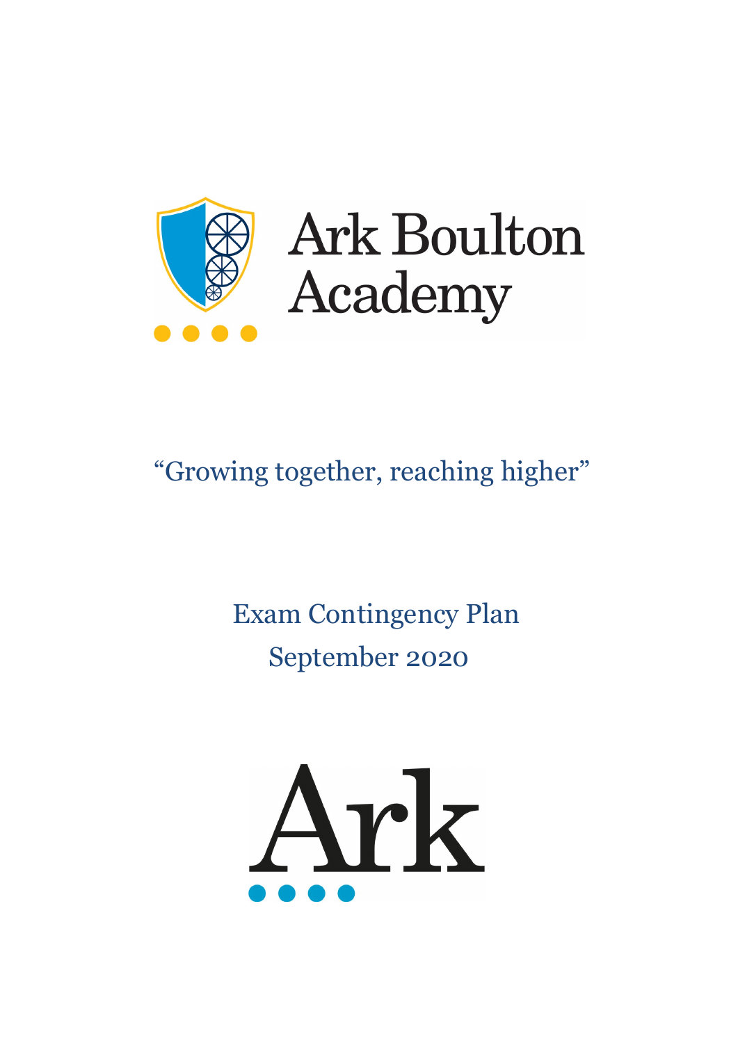# Ark Boulton Academy

"Growing together, reaching higher"

Exam Contingency Plan

September 2020

Ark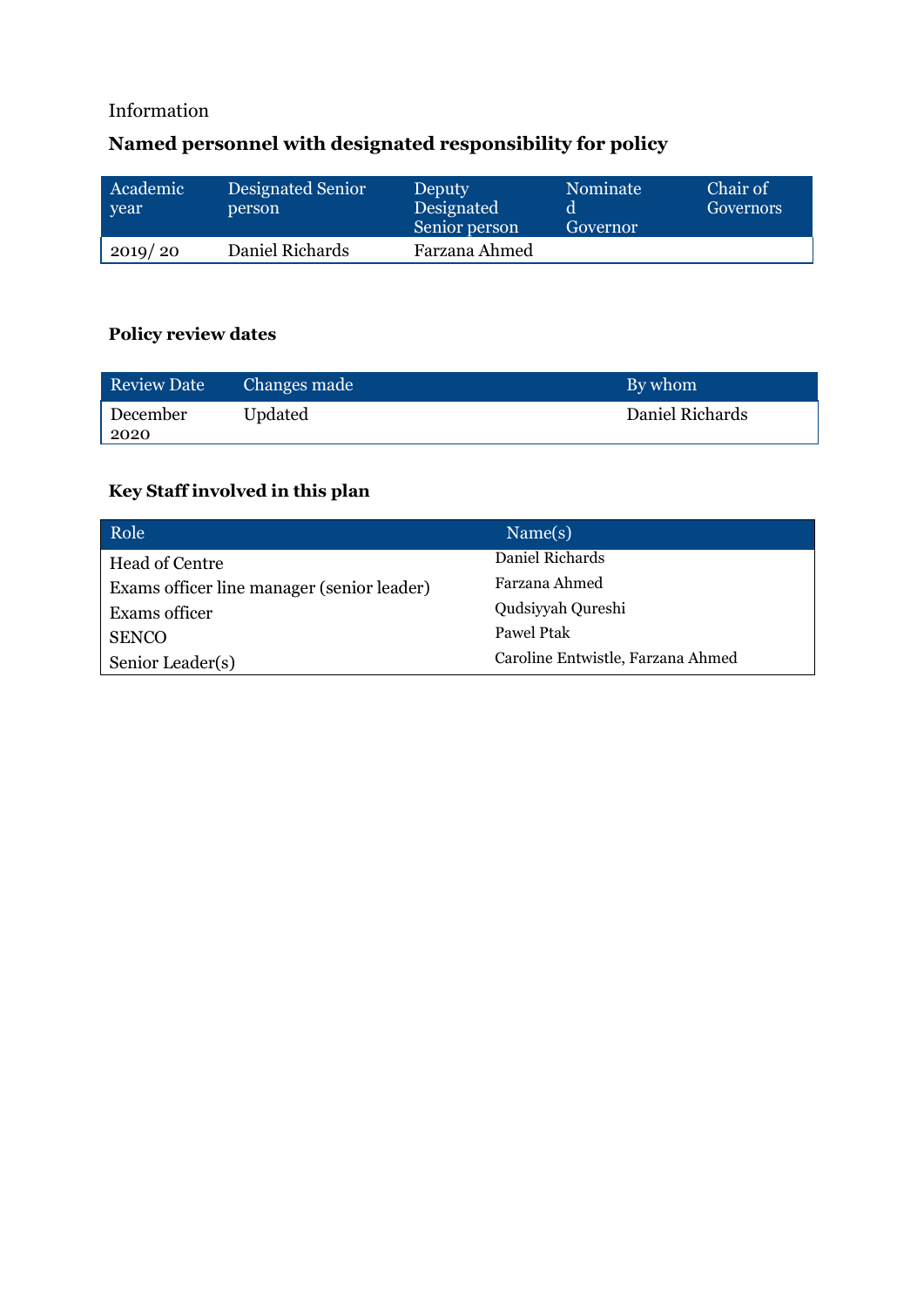Information

## Named personnel with designated responsibility for policy

| Academic year | Designated Senior person | Deputy Designated Senior person | Nominated Governor | Chair of Governors |
|---|---|---|---|---|
| 2019/ 20 | Daniel Richards | Farzana Ahmed | | |

### Policy review dates

| Review Date | Changes made | By whom |
|---|---|---|
| December 2020 | Updated | Daniel Richards |

### Key Staff involved in this plan

| Role | Name(s) |
|---|---|
| Head of Centre | Daniel Richards |
| Exams officer line manager (senior leader) | Farzana Ahmed |
| Exams officer | Qudsiyyah Qureshi |
| SENCO | Pawel Ptak |
| Senior Leader(s) | Caroline Entwistle, Farzana Ahmed |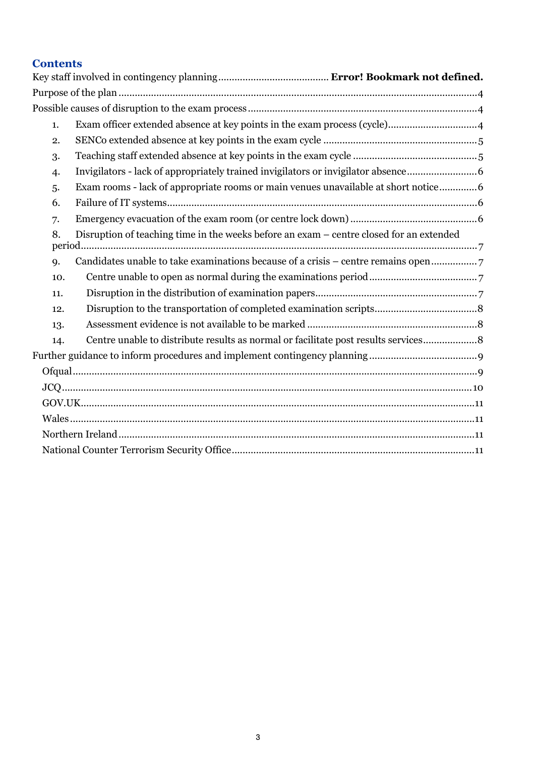## Contents

Key staff involved in contingency planning ........................................ **Error! Bookmark not defined.**

Purpose of the plan ........................................ 4

Possible causes of disruption to the exam process ........................................ 4

1. Exam officer extended absence at key points in the exam process (cycle) ........................................ 4
2. SENCo extended absence at key points in the exam cycle ........................................ 5
3. Teaching staff extended absence at key points in the exam cycle ........................................ 5
4. Invigilators - lack of appropriately trained invigilators or invigilator absence ........................................ 6
5. Exam rooms - lack of appropriate rooms or main venues unavailable at short notice ........................................ 6
6. Failure of IT systems ........................................ 6
7. Emergency evacuation of the exam room (or centre lock down) ........................................ 6
8. Disruption of teaching time in the weeks before an exam – centre closed for an extended period ........................................ 7
9. Candidates unable to take examinations because of a crisis – centre remains open ........................................ 7
10. Centre unable to open as normal during the examinations period ........................................ 7
11. Disruption in the distribution of examination papers ........................................ 7
12. Disruption to the transportation of completed examination scripts ........................................ 8
13. Assessment evidence is not available to be marked ........................................ 8
14. Centre unable to distribute results as normal or facilitate post results services ........................................ 8

Further guidance to inform procedures and implement contingency planning ........................................ 9

- Ofqual ........................................ 9
- JCQ ........................................ 10
- GOV.UK ........................................ 11
- Wales ........................................ 11
- Northern Ireland ........................................ 11
- National Counter Terrorism Security Office ........................................ 11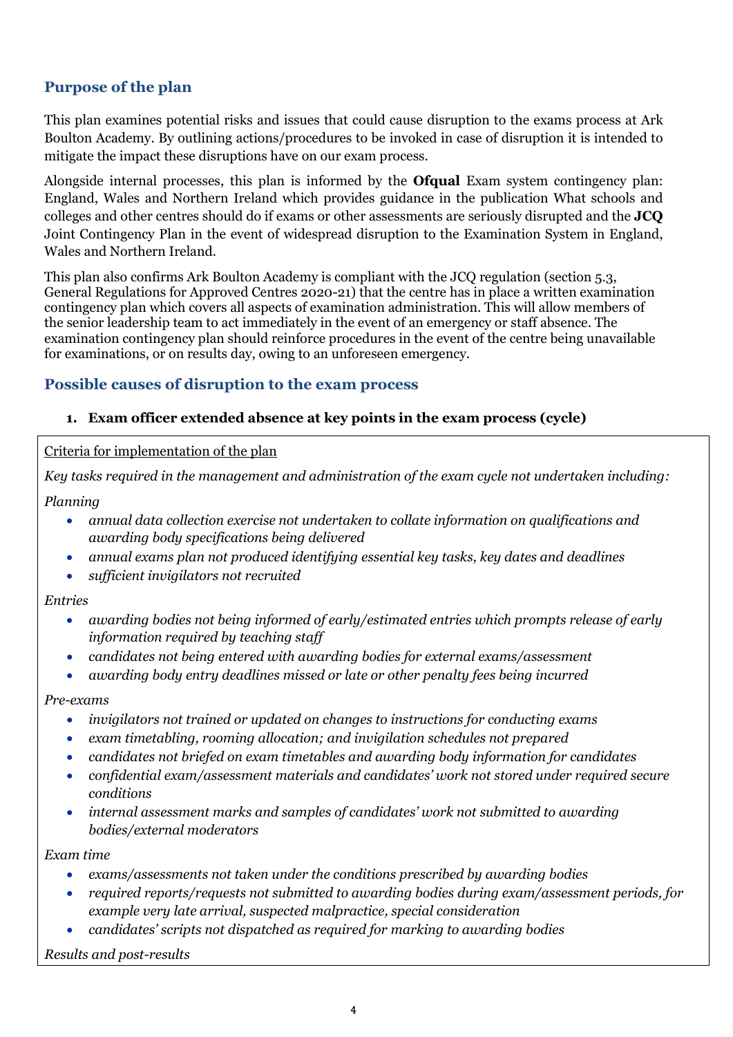## Purpose of the plan

This plan examines potential risks and issues that could cause disruption to the exams process at Ark Boulton Academy. By outlining actions/procedures to be invoked in case of disruption it is intended to mitigate the impact these disruptions have on our exam process.

Alongside internal processes, this plan is informed by the **Ofqual** Exam system contingency plan: England, Wales and Northern Ireland which provides guidance in the publication What schools and colleges and other centres should do if exams or other assessments are seriously disrupted and the **JCQ** Joint Contingency Plan in the event of widespread disruption to the Examination System in England, Wales and Northern Ireland.

This plan also confirms Ark Boulton Academy is compliant with the JCQ regulation (section 5.3, General Regulations for Approved Centres 2020-21) that the centre has in place a written examination contingency plan which covers all aspects of examination administration. This will allow members of the senior leadership team to act immediately in the event of an emergency or staff absence. The examination contingency plan should reinforce procedures in the event of the centre being unavailable for examinations, or on results day, owing to an unforeseen emergency.

## Possible causes of disruption to the exam process

### 1. Exam officer extended absence at key points in the exam process (cycle)

Criteria for implementation of the plan

*Key tasks required in the management and administration of the exam cycle not undertaken including:*

*Planning*

- *annual data collection exercise not undertaken to collate information on qualifications and awarding body specifications being delivered*
- *annual exams plan not produced identifying essential key tasks, key dates and deadlines*
- *sufficient invigilators not recruited*

*Entries*

- *awarding bodies not being informed of early/estimated entries which prompts release of early information required by teaching staff*
- *candidates not being entered with awarding bodies for external exams/assessment*
- *awarding body entry deadlines missed or late or other penalty fees being incurred*

*Pre-exams*

- *invigilators not trained or updated on changes to instructions for conducting exams*
- *exam timetabling, rooming allocation; and invigilation schedules not prepared*
- *candidates not briefed on exam timetables and awarding body information for candidates*
- *confidential exam/assessment materials and candidates' work not stored under required secure conditions*
- *internal assessment marks and samples of candidates' work not submitted to awarding bodies/external moderators*

*Exam time*

- *exams/assessments not taken under the conditions prescribed by awarding bodies*
- *required reports/requests not submitted to awarding bodies during exam/assessment periods, for example very late arrival, suspected malpractice, special consideration*
- *candidates' scripts not dispatched as required for marking to awarding bodies*

*Results and post-results*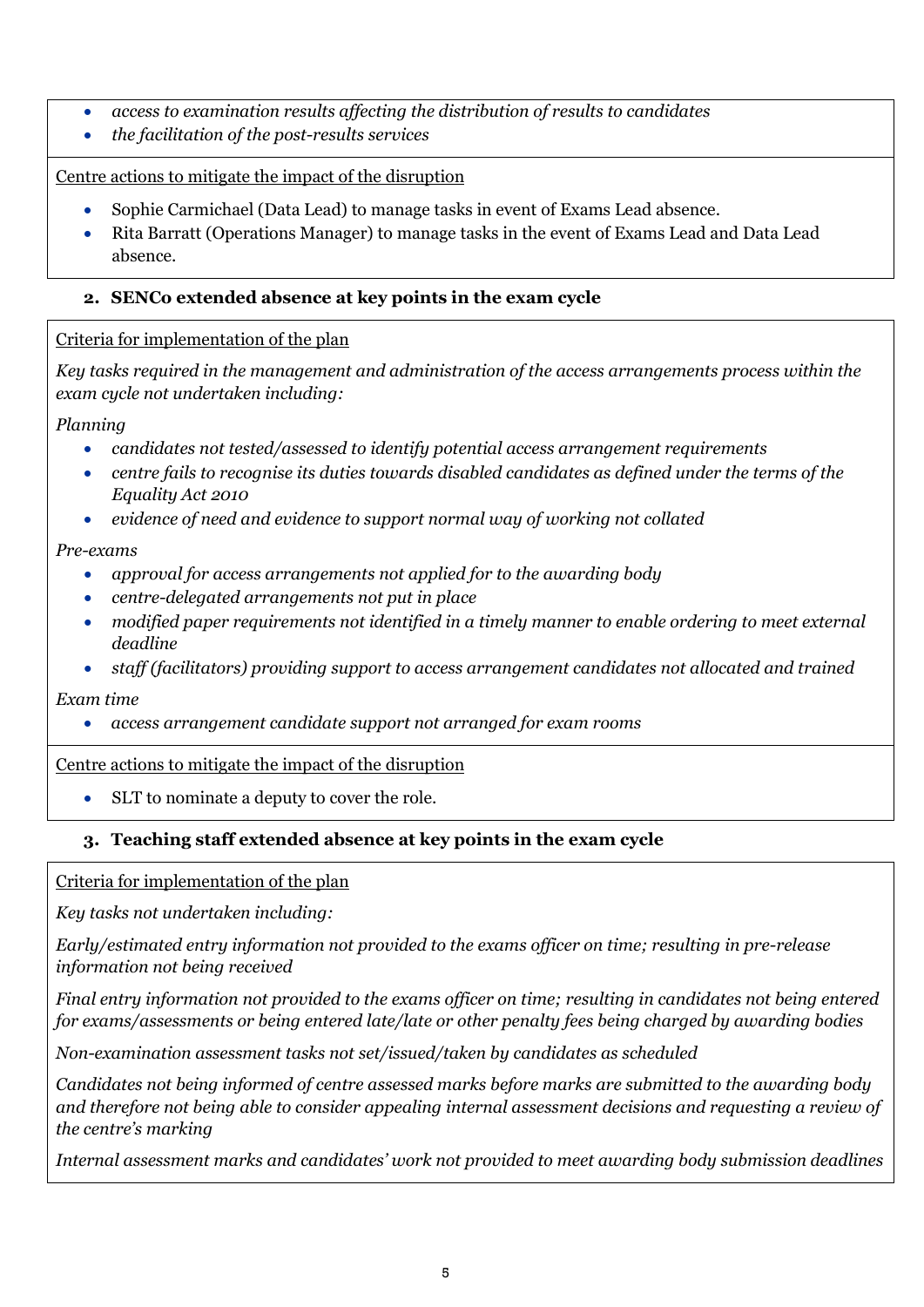- *access to examination results affecting the distribution of results to candidates*
- *the facilitation of the post-results services*

Centre actions to mitigate the impact of the disruption

- Sophie Carmichael (Data Lead) to manage tasks in event of Exams Lead absence.
- Rita Barratt (Operations Manager) to manage tasks in the event of Exams Lead and Data Lead absence.

### 2. SENCo extended absence at key points in the exam cycle

Criteria for implementation of the plan

*Key tasks required in the management and administration of the access arrangements process within the exam cycle not undertaken including:*

*Planning*

- *candidates not tested/assessed to identify potential access arrangement requirements*
- *centre fails to recognise its duties towards disabled candidates as defined under the terms of the Equality Act 2010*
- *evidence of need and evidence to support normal way of working not collated*

*Pre-exams*

- *approval for access arrangements not applied for to the awarding body*
- *centre-delegated arrangements not put in place*
- *modified paper requirements not identified in a timely manner to enable ordering to meet external deadline*
- *staff (facilitators) providing support to access arrangement candidates not allocated and trained*

*Exam time*

- *access arrangement candidate support not arranged for exam rooms*

Centre actions to mitigate the impact of the disruption

- SLT to nominate a deputy to cover the role.

### 3. Teaching staff extended absence at key points in the exam cycle

Criteria for implementation of the plan

*Key tasks not undertaken including:*

*Early/estimated entry information not provided to the exams officer on time; resulting in pre-release information not being received*

*Final entry information not provided to the exams officer on time; resulting in candidates not being entered for exams/assessments or being entered late/late or other penalty fees being charged by awarding bodies*

*Non-examination assessment tasks not set/issued/taken by candidates as scheduled*

*Candidates not being informed of centre assessed marks before marks are submitted to the awarding body and therefore not being able to consider appealing internal assessment decisions and requesting a review of the centre's marking*

*Internal assessment marks and candidates' work not provided to meet awarding body submission deadlines*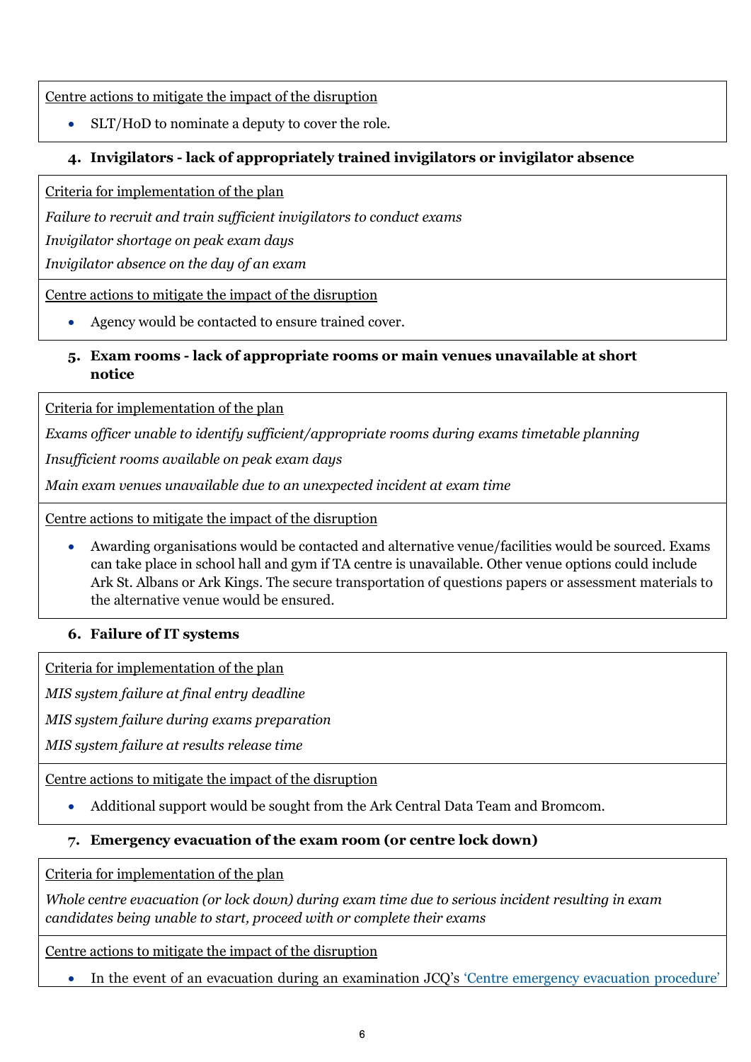Centre actions to mitigate the impact of the disruption

- SLT/HoD to nominate a deputy to cover the role.

### 4. Invigilators - lack of appropriately trained invigilators or invigilator absence

Criteria for implementation of the plan

*Failure to recruit and train sufficient invigilators to conduct exams*

*Invigilator shortage on peak exam days*

*Invigilator absence on the day of an exam*

Centre actions to mitigate the impact of the disruption

- Agency would be contacted to ensure trained cover.

### 5. Exam rooms - lack of appropriate rooms or main venues unavailable at short notice

Criteria for implementation of the plan

*Exams officer unable to identify sufficient/appropriate rooms during exams timetable planning*

*Insufficient rooms available on peak exam days*

*Main exam venues unavailable due to an unexpected incident at exam time*

Centre actions to mitigate the impact of the disruption

- Awarding organisations would be contacted and alternative venue/facilities would be sourced. Exams can take place in school hall and gym if TA centre is unavailable. Other venue options could include Ark St. Albans or Ark Kings. The secure transportation of questions papers or assessment materials to the alternative venue would be ensured.

### 6. Failure of IT systems

Criteria for implementation of the plan

*MIS system failure at final entry deadline*

*MIS system failure during exams preparation*

*MIS system failure at results release time*

Centre actions to mitigate the impact of the disruption

- Additional support would be sought from the Ark Central Data Team and Bromcom.

### 7. Emergency evacuation of the exam room (or centre lock down)

Criteria for implementation of the plan

*Whole centre evacuation (or lock down) during exam time due to serious incident resulting in exam candidates being unable to start, proceed with or complete their exams*

Centre actions to mitigate the impact of the disruption

- In the event of an evacuation during an examination JCQ's 'Centre emergency evacuation procedure'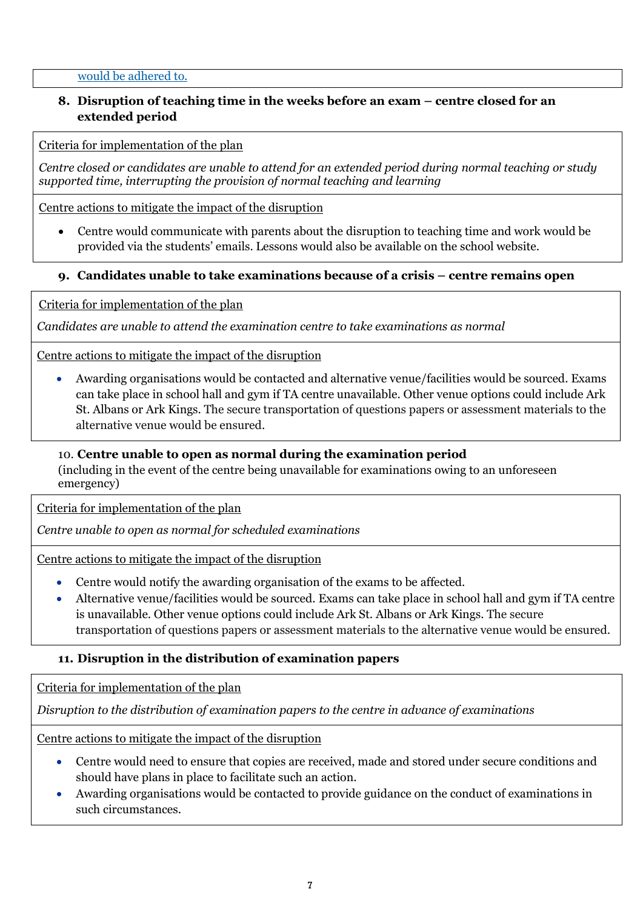would be adhered to.

### 8. Disruption of teaching time in the weeks before an exam – centre closed for an extended period

Criteria for implementation of the plan

*Centre closed or candidates are unable to attend for an extended period during normal teaching or study supported time, interrupting the provision of normal teaching and learning*

Centre actions to mitigate the impact of the disruption

- Centre would communicate with parents about the disruption to teaching time and work would be provided via the students' emails. Lessons would also be available on the school website.

### 9. Candidates unable to take examinations because of a crisis – centre remains open

Criteria for implementation of the plan

*Candidates are unable to attend the examination centre to take examinations as normal*

Centre actions to mitigate the impact of the disruption

- Awarding organisations would be contacted and alternative venue/facilities would be sourced. Exams can take place in school hall and gym if TA centre unavailable. Other venue options could include Ark St. Albans or Ark Kings. The secure transportation of questions papers or assessment materials to the alternative venue would be ensured.

### 10. Centre unable to open as normal during the examination period

(including in the event of the centre being unavailable for examinations owing to an unforeseen emergency)

Criteria for implementation of the plan

*Centre unable to open as normal for scheduled examinations*

Centre actions to mitigate the impact of the disruption

- Centre would notify the awarding organisation of the exams to be affected.
- Alternative venue/facilities would be sourced. Exams can take place in school hall and gym if TA centre is unavailable. Other venue options could include Ark St. Albans or Ark Kings. The secure transportation of questions papers or assessment materials to the alternative venue would be ensured.

### 11. Disruption in the distribution of examination papers

Criteria for implementation of the plan

*Disruption to the distribution of examination papers to the centre in advance of examinations*

Centre actions to mitigate the impact of the disruption

- Centre would need to ensure that copies are received, made and stored under secure conditions and should have plans in place to facilitate such an action.
- Awarding organisations would be contacted to provide guidance on the conduct of examinations in such circumstances.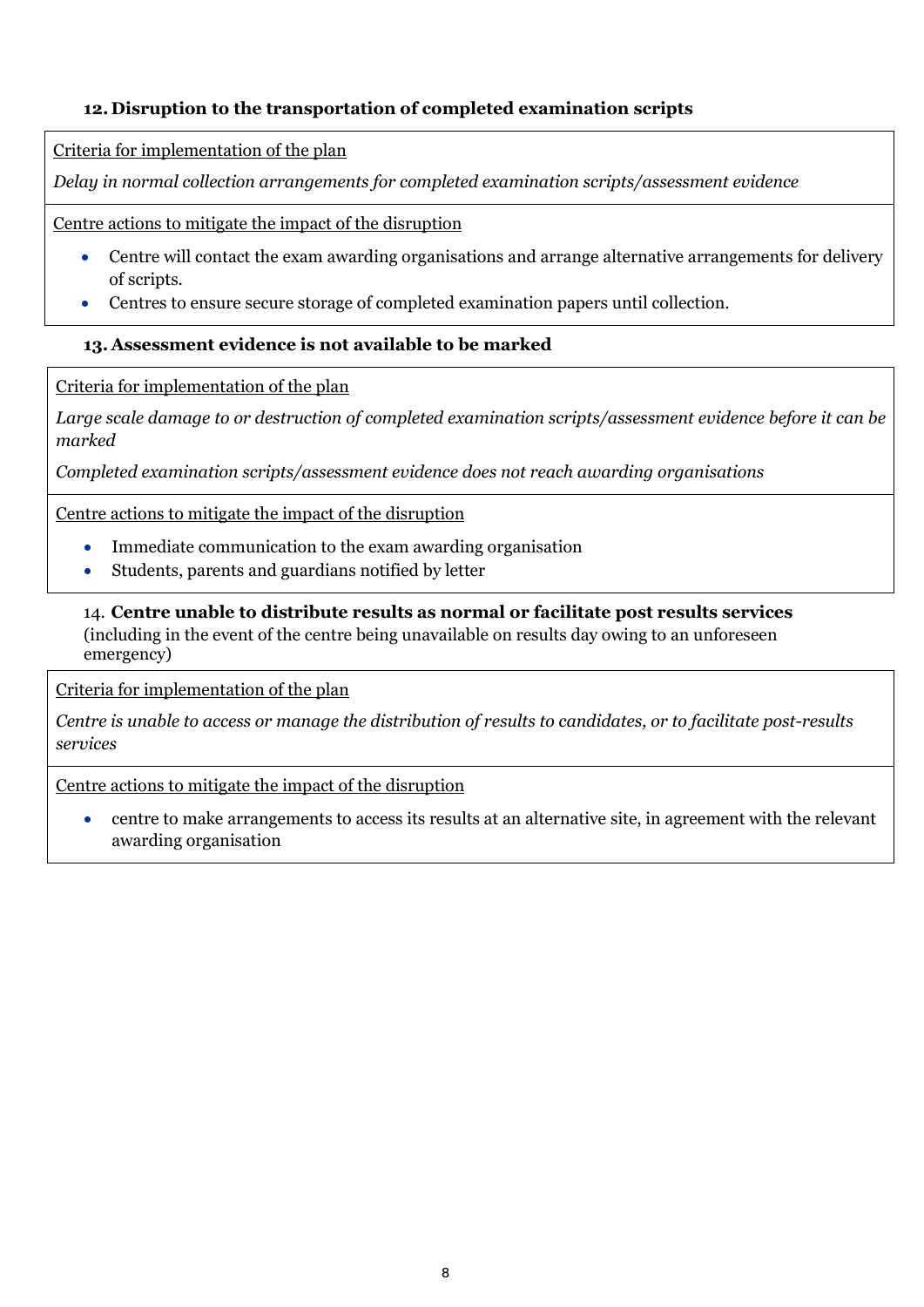### 12. Disruption to the transportation of completed examination scripts

Criteria for implementation of the plan

*Delay in normal collection arrangements for completed examination scripts/assessment evidence*

Centre actions to mitigate the impact of the disruption

- Centre will contact the exam awarding organisations and arrange alternative arrangements for delivery of scripts.
- Centres to ensure secure storage of completed examination papers until collection.

### 13. Assessment evidence is not available to be marked

Criteria for implementation of the plan

*Large scale damage to or destruction of completed examination scripts/assessment evidence before it can be marked*

*Completed examination scripts/assessment evidence does not reach awarding organisations*

Centre actions to mitigate the impact of the disruption

- Immediate communication to the exam awarding organisation
- Students, parents and guardians notified by letter

### 14. **Centre unable to distribute results as normal or facilitate post results services**

(including in the event of the centre being unavailable on results day owing to an unforeseen emergency)

Criteria for implementation of the plan

*Centre is unable to access or manage the distribution of results to candidates, or to facilitate post-results services*

Centre actions to mitigate the impact of the disruption

- centre to make arrangements to access its results at an alternative site, in agreement with the relevant awarding organisation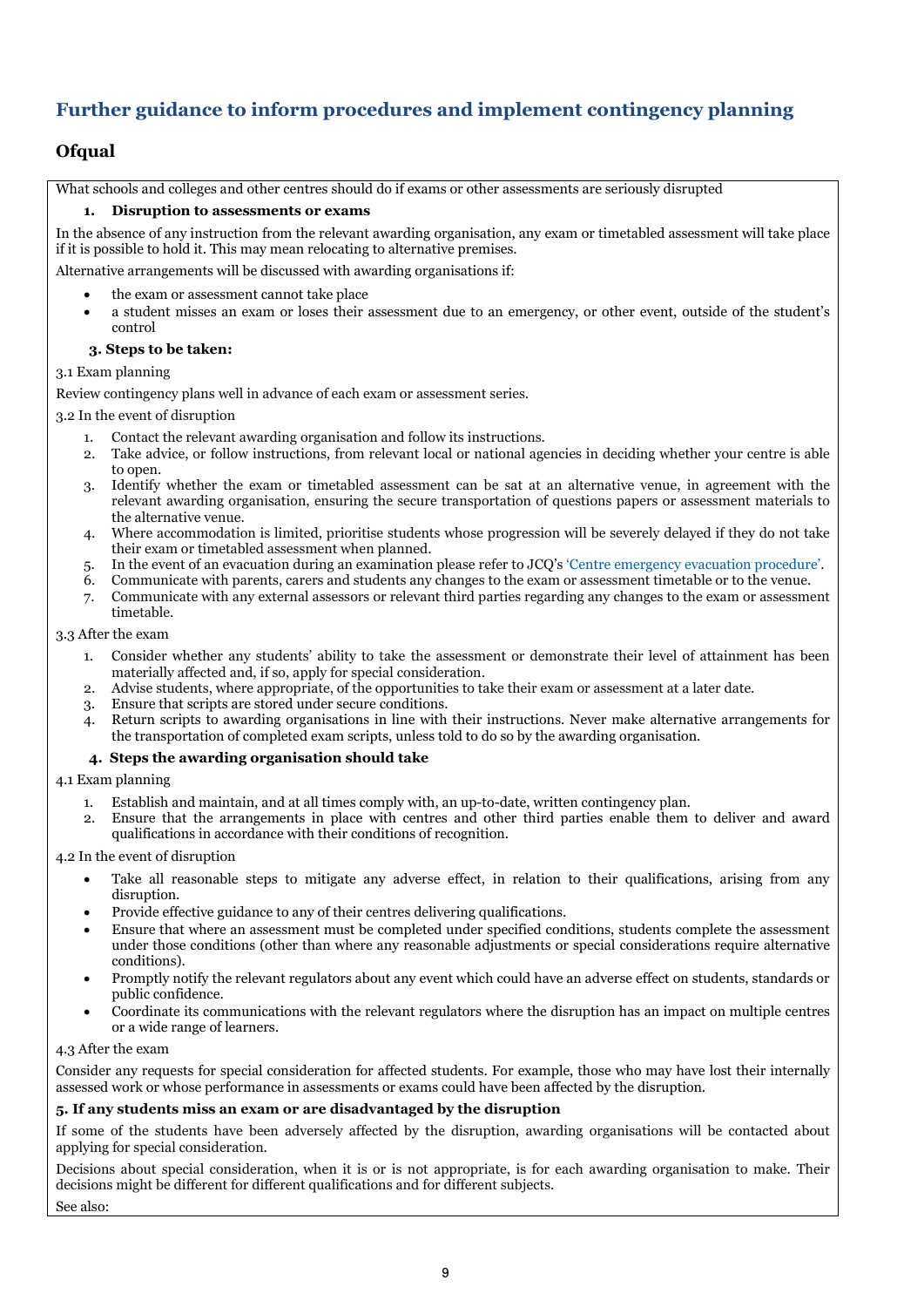## Further guidance to inform procedures and implement contingency planning

### Ofqual

What schools and colleges and other centres should do if exams or other assessments are seriously disrupted

**1. Disruption to assessments or exams**

In the absence of any instruction from the relevant awarding organisation, any exam or timetabled assessment will take place if it is possible to hold it. This may mean relocating to alternative premises.

Alternative arrangements will be discussed with awarding organisations if:

- the exam or assessment cannot take place
- a student misses an exam or loses their assessment due to an emergency, or other event, outside of the student's control

**3. Steps to be taken:**

3.1 Exam planning

Review contingency plans well in advance of each exam or assessment series.

3.2 In the event of disruption

1. Contact the relevant awarding organisation and follow its instructions.
2. Take advice, or follow instructions, from relevant local or national agencies in deciding whether your centre is able to open.
3. Identify whether the exam or timetabled assessment can be sat at an alternative venue, in agreement with the relevant awarding organisation, ensuring the secure transportation of questions papers or assessment materials to the alternative venue.
4. Where accommodation is limited, prioritise students whose progression will be severely delayed if they do not take their exam or timetabled assessment when planned.
5. In the event of an evacuation during an examination please refer to JCQ's 'Centre emergency evacuation procedure'.
6. Communicate with parents, carers and students any changes to the exam or assessment timetable or to the venue.
7. Communicate with any external assessors or relevant third parties regarding any changes to the exam or assessment timetable.

3.3 After the exam

1. Consider whether any students' ability to take the assessment or demonstrate their level of attainment has been materially affected and, if so, apply for special consideration.
2. Advise students, where appropriate, of the opportunities to take their exam or assessment at a later date.
3. Ensure that scripts are stored under secure conditions.
4. Return scripts to awarding organisations in line with their instructions. Never make alternative arrangements for the transportation of completed exam scripts, unless told to do so by the awarding organisation.

**4. Steps the awarding organisation should take**

4.1 Exam planning

1. Establish and maintain, and at all times comply with, an up-to-date, written contingency plan.
2. Ensure that the arrangements in place with centres and other third parties enable them to deliver and award qualifications in accordance with their conditions of recognition.

4.2 In the event of disruption

- Take all reasonable steps to mitigate any adverse effect, in relation to their qualifications, arising from any disruption.
- Provide effective guidance to any of their centres delivering qualifications.
- Ensure that where an assessment must be completed under specified conditions, students complete the assessment under those conditions (other than where any reasonable adjustments or special considerations require alternative conditions).
- Promptly notify the relevant regulators about any event which could have an adverse effect on students, standards or public confidence.
- Coordinate its communications with the relevant regulators where the disruption has an impact on multiple centres or a wide range of learners.

4.3 After the exam

Consider any requests for special consideration for affected students. For example, those who may have lost their internally assessed work or whose performance in assessments or exams could have been affected by the disruption.

**5. If any students miss an exam or are disadvantaged by the disruption**

If some of the students have been adversely affected by the disruption, awarding organisations will be contacted about applying for special consideration.

Decisions about special consideration, when it is or is not appropriate, is for each awarding organisation to make. Their decisions might be different for different qualifications and for different subjects.

See also: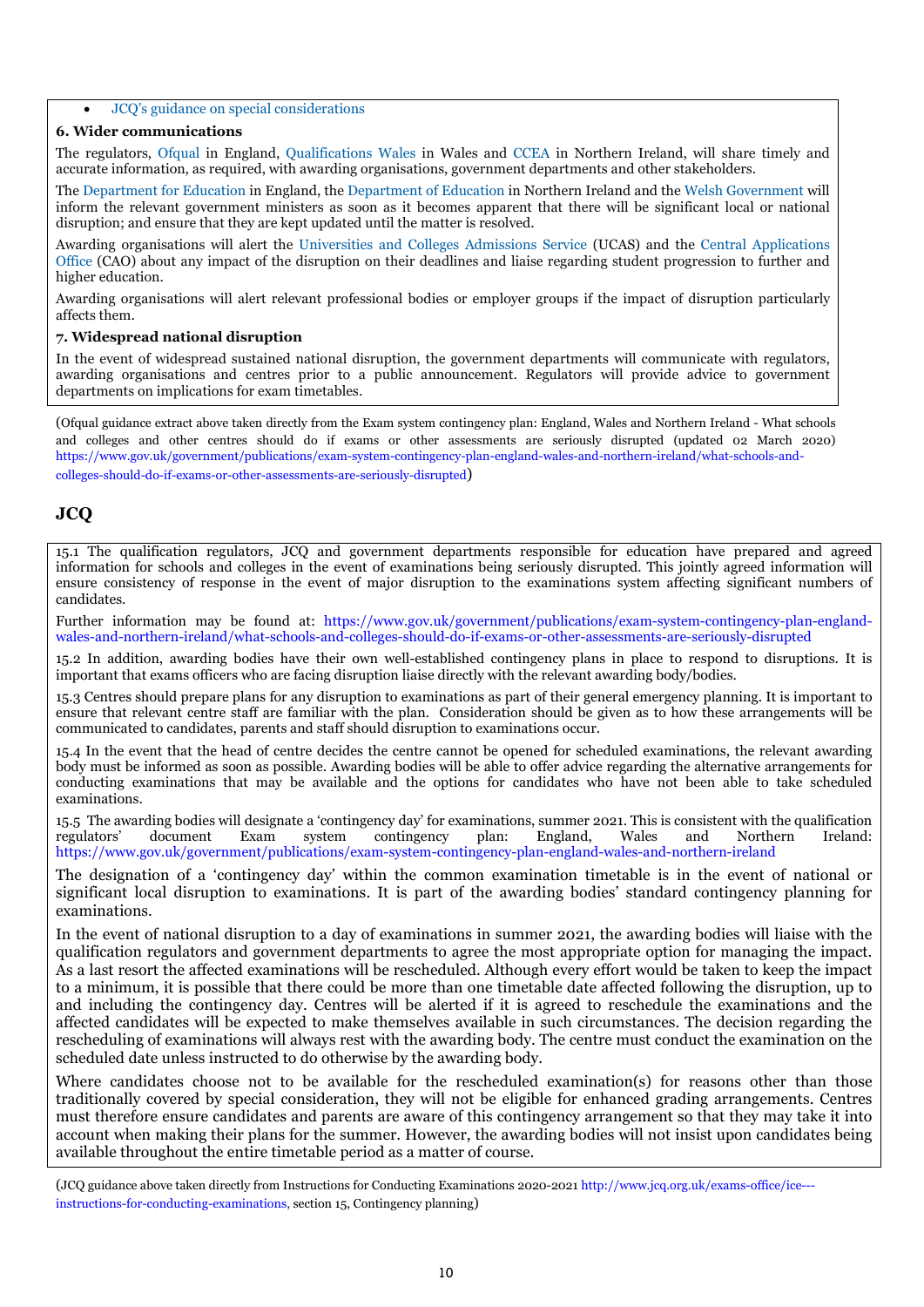- JCQ's guidance on special considerations

**6. Wider communications**

The regulators, Ofqual in England, Qualifications Wales in Wales and CCEA in Northern Ireland, will share timely and accurate information, as required, with awarding organisations, government departments and other stakeholders.

The Department for Education in England, the Department of Education in Northern Ireland and the Welsh Government will inform the relevant government ministers as soon as it becomes apparent that there will be significant local or national disruption; and ensure that they are kept updated until the matter is resolved.

Awarding organisations will alert the Universities and Colleges Admissions Service (UCAS) and the Central Applications Office (CAO) about any impact of the disruption on their deadlines and liaise regarding student progression to further and higher education.

Awarding organisations will alert relevant professional bodies or employer groups if the impact of disruption particularly affects them.

**7. Widespread national disruption**

In the event of widespread sustained national disruption, the government departments will communicate with regulators, awarding organisations and centres prior to a public announcement. Regulators will provide advice to government departments on implications for exam timetables.

(Ofqual guidance extract above taken directly from the Exam system contingency plan: England, Wales and Northern Ireland - What schools and colleges and other centres should do if exams or other assessments are seriously disrupted (updated 02 March 2020) https://www.gov.uk/government/publications/exam-system-contingency-plan-england-wales-and-northern-ireland/what-schools-and-colleges-should-do-if-exams-or-other-assessments-are-seriously-disrupted)

## JCQ

15.1 The qualification regulators, JCQ and government departments responsible for education have prepared and agreed information for schools and colleges in the event of examinations being seriously disrupted. This jointly agreed information will ensure consistency of response in the event of major disruption to the examinations system affecting significant numbers of candidates.

Further information may be found at: https://www.gov.uk/government/publications/exam-system-contingency-plan-england-wales-and-northern-ireland/what-schools-and-colleges-should-do-if-exams-or-other-assessments-are-seriously-disrupted

15.2 In addition, awarding bodies have their own well-established contingency plans in place to respond to disruptions. It is important that exams officers who are facing disruption liaise directly with the relevant awarding body/bodies.

15.3 Centres should prepare plans for any disruption to examinations as part of their general emergency planning. It is important to ensure that relevant centre staff are familiar with the plan. Consideration should be given as to how these arrangements will be communicated to candidates, parents and staff should disruption to examinations occur.

15.4 In the event that the head of centre decides the centre cannot be opened for scheduled examinations, the relevant awarding body must be informed as soon as possible. Awarding bodies will be able to offer advice regarding the alternative arrangements for conducting examinations that may be available and the options for candidates who have not been able to take scheduled examinations.

15.5 The awarding bodies will designate a 'contingency day' for examinations, summer 2021. This is consistent with the qualification regulators' document Exam system contingency plan: England, Wales and Northern Ireland: https://www.gov.uk/government/publications/exam-system-contingency-plan-england-wales-and-northern-ireland

The designation of a 'contingency day' within the common examination timetable is in the event of national or significant local disruption to examinations. It is part of the awarding bodies' standard contingency planning for examinations.

In the event of national disruption to a day of examinations in summer 2021, the awarding bodies will liaise with the qualification regulators and government departments to agree the most appropriate option for managing the impact. As a last resort the affected examinations will be rescheduled. Although every effort would be taken to keep the impact to a minimum, it is possible that there could be more than one timetable date affected following the disruption, up to and including the contingency day. Centres will be alerted if it is agreed to reschedule the examinations and the affected candidates will be expected to make themselves available in such circumstances. The decision regarding the rescheduling of examinations will always rest with the awarding body. The centre must conduct the examination on the scheduled date unless instructed to do otherwise by the awarding body.

Where candidates choose not to be available for the rescheduled examination(s) for reasons other than those traditionally covered by special consideration, they will not be eligible for enhanced grading arrangements. Centres must therefore ensure candidates and parents are aware of this contingency arrangement so that they may take it into account when making their plans for the summer. However, the awarding bodies will not insist upon candidates being available throughout the entire timetable period as a matter of course.

(JCQ guidance above taken directly from Instructions for Conducting Examinations 2020-2021 http://www.jcq.org.uk/exams-office/ice---instructions-for-conducting-examinations, section 15, Contingency planning)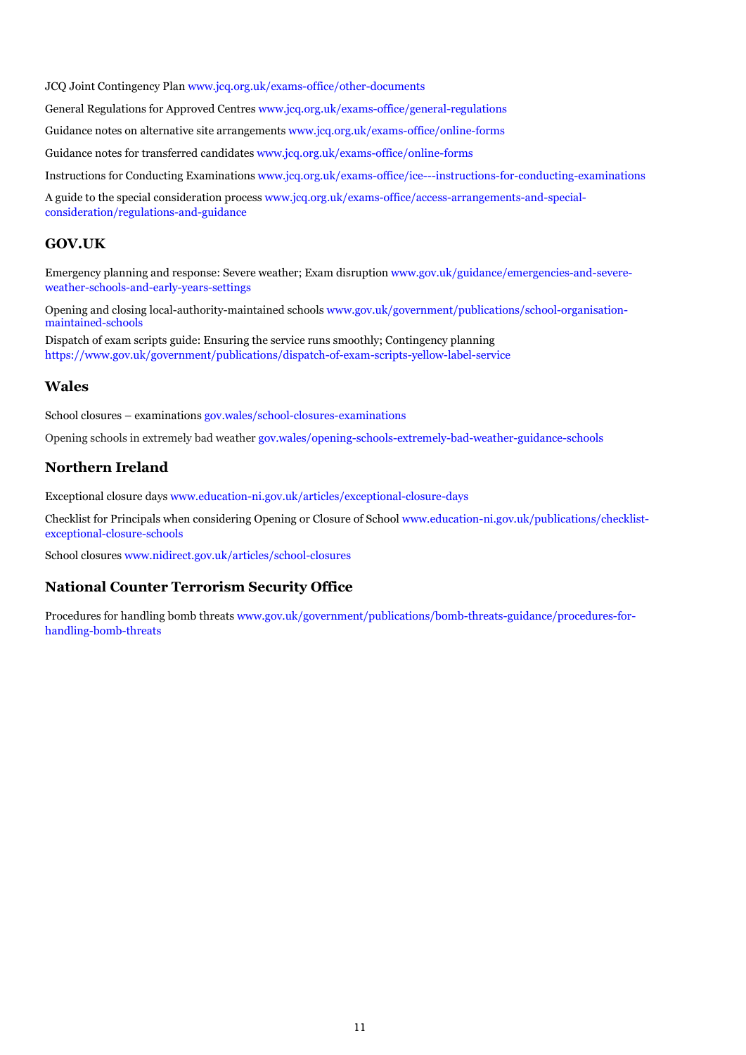JCQ Joint Contingency Plan www.jcq.org.uk/exams-office/other-documents

General Regulations for Approved Centres www.jcq.org.uk/exams-office/general-regulations

Guidance notes on alternative site arrangements www.jcq.org.uk/exams-office/online-forms

Guidance notes for transferred candidates www.jcq.org.uk/exams-office/online-forms

Instructions for Conducting Examinations www.jcq.org.uk/exams-office/ice---instructions-for-conducting-examinations

A guide to the special consideration process www.jcq.org.uk/exams-office/access-arrangements-and-special-consideration/regulations-and-guidance

## GOV.UK

Emergency planning and response: Severe weather; Exam disruption www.gov.uk/guidance/emergencies-and-severe-weather-schools-and-early-years-settings

Opening and closing local-authority-maintained schools www.gov.uk/government/publications/school-organisation-maintained-schools

Dispatch of exam scripts guide: Ensuring the service runs smoothly; Contingency planning https://www.gov.uk/government/publications/dispatch-of-exam-scripts-yellow-label-service

## Wales

School closures – examinations gov.wales/school-closures-examinations

Opening schools in extremely bad weather gov.wales/opening-schools-extremely-bad-weather-guidance-schools

## Northern Ireland

Exceptional closure days www.education-ni.gov.uk/articles/exceptional-closure-days

Checklist for Principals when considering Opening or Closure of School www.education-ni.gov.uk/publications/checklist-exceptional-closure-schools

School closures www.nidirect.gov.uk/articles/school-closures

## National Counter Terrorism Security Office

Procedures for handling bomb threats www.gov.uk/government/publications/bomb-threats-guidance/procedures-for-handling-bomb-threats